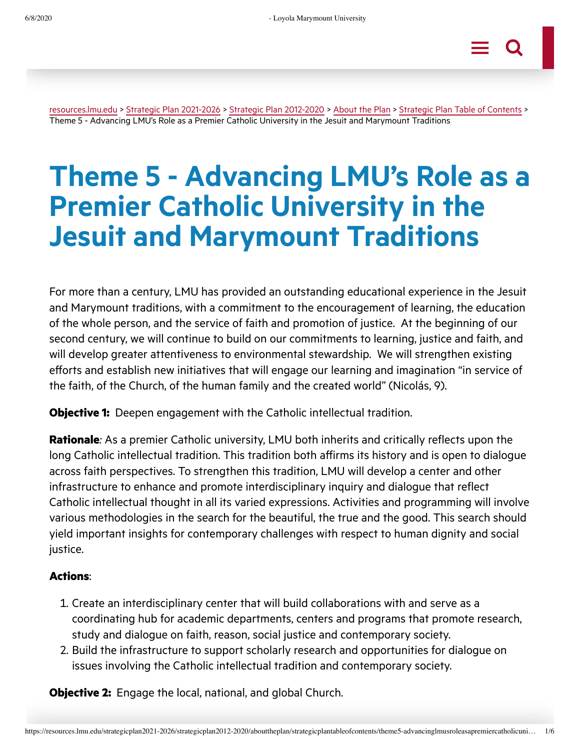resources.lmu.edu > Strategic Plan 2021-2026 > Strategic Plan 2012-2020 > About the Plan > Strategic Plan Table of Contents > Theme 5 - Advancing LMU's Role as a Premier Catholic University in the Jesuit and Marymount Traditions

# Theme 5 - Advancing LMU's Role as a Premier Catholic University in the Jesuit and Marymount Traditions

For more than a century, LMU has provided an outstanding educational experience in the Jesuit and Marymount traditions, with a commitment to the encouragement of learning, the education of the whole person, and the service of faith and promotion of justice. At the beginning of our second century, we will continue to build on our commitments to learning, justice and faith, and will develop greater attentiveness to environmental stewardship. We will strengthen existing efforts and establish new initiatives that will engage our learning and imagination "in service of the faith, of the Church, of the human family and the created world" (Nicolás, 9).

**Objective 1:** Deepen engagement with the Catholic intellectual tradition.

**Rationale***:* As a premier Catholic university, LMU both inherits and critically reflects upon the long Catholic intellectual tradition. This tradition both affirms its history and is open to dialogue across faith perspectives. To strengthen this tradition, LMU will develop a center and other infrastructure to enhance and promote interdisciplinary inquiry and dialogue that reflect Catholic intellectual thought in all its varied expressions. Activities and programming will involve various methodologies in the search for the beautiful, the true and the good. This search should yield important insights for contemporary challenges with respect to human dignity and social justice.

**Actions**:

1. Create an interdisciplinary center that will build collaborations with and serve as a coordinating hub for academic departments, centers and programs that promote research, study and dialogue on faith, reason, social justice and contemporary society.
2. Build the infrastructure to support scholarly research and opportunities for dialogue on issues involving the Catholic intellectual tradition and contemporary society.

**Objective 2:** Engage the local, national, and global Church.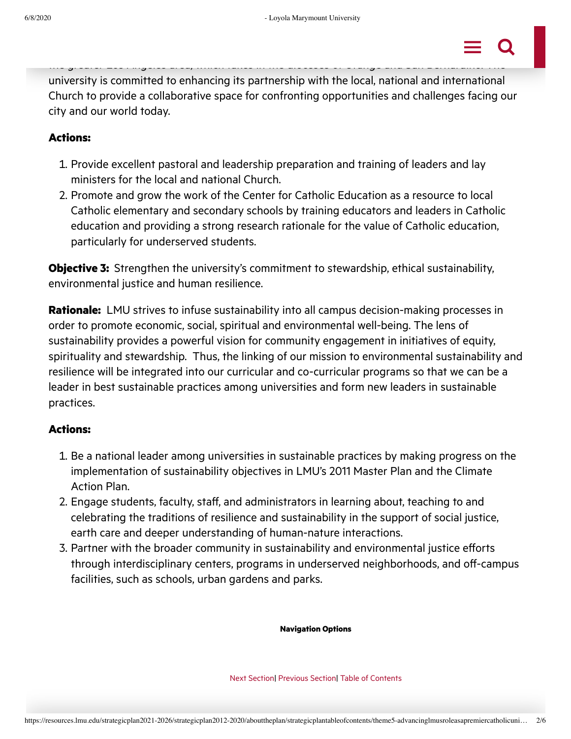university is committed to enhancing its partnership with the local, national and international Church to provide a collaborative space for confronting opportunities and challenges facing our city and our world today.

**Actions:**

1. Provide excellent pastoral and leadership preparation and training of leaders and lay ministers for the local and national Church.
2. Promote and grow the work of the Center for Catholic Education as a resource to local Catholic elementary and secondary schools by training educators and leaders in Catholic education and providing a strong research rationale for the value of Catholic education, particularly for underserved students.

**Objective 3:** Strengthen the university's commitment to stewardship, ethical sustainability, environmental justice and human resilience.

**Rationale:** LMU strives to infuse sustainability into all campus decision-making processes in order to promote economic, social, spiritual and environmental well-being. The lens of sustainability provides a powerful vision for community engagement in initiatives of equity, spirituality and stewardship. Thus, the linking of our mission to environmental sustainability and resilience will be integrated into our curricular and co-curricular programs so that we can be a leader in best sustainable practices among universities and form new leaders in sustainable practices.

**Actions:**

1. Be a national leader among universities in sustainable practices by making progress on the implementation of sustainability objectives in LMU's 2011 Master Plan and the Climate Action Plan.
2. Engage students, faculty, staff, and administrators in learning about, teaching to and celebrating the traditions of resilience and sustainability in the support of social justice, earth care and deeper understanding of human-nature interactions.
3. Partner with the broader community in sustainability and environmental justice efforts through interdisciplinary centers, programs in underserved neighborhoods, and off-campus facilities, such as schools, urban gardens and parks.

**Navigation Options**

Next Section| Previous Section| Table of Contents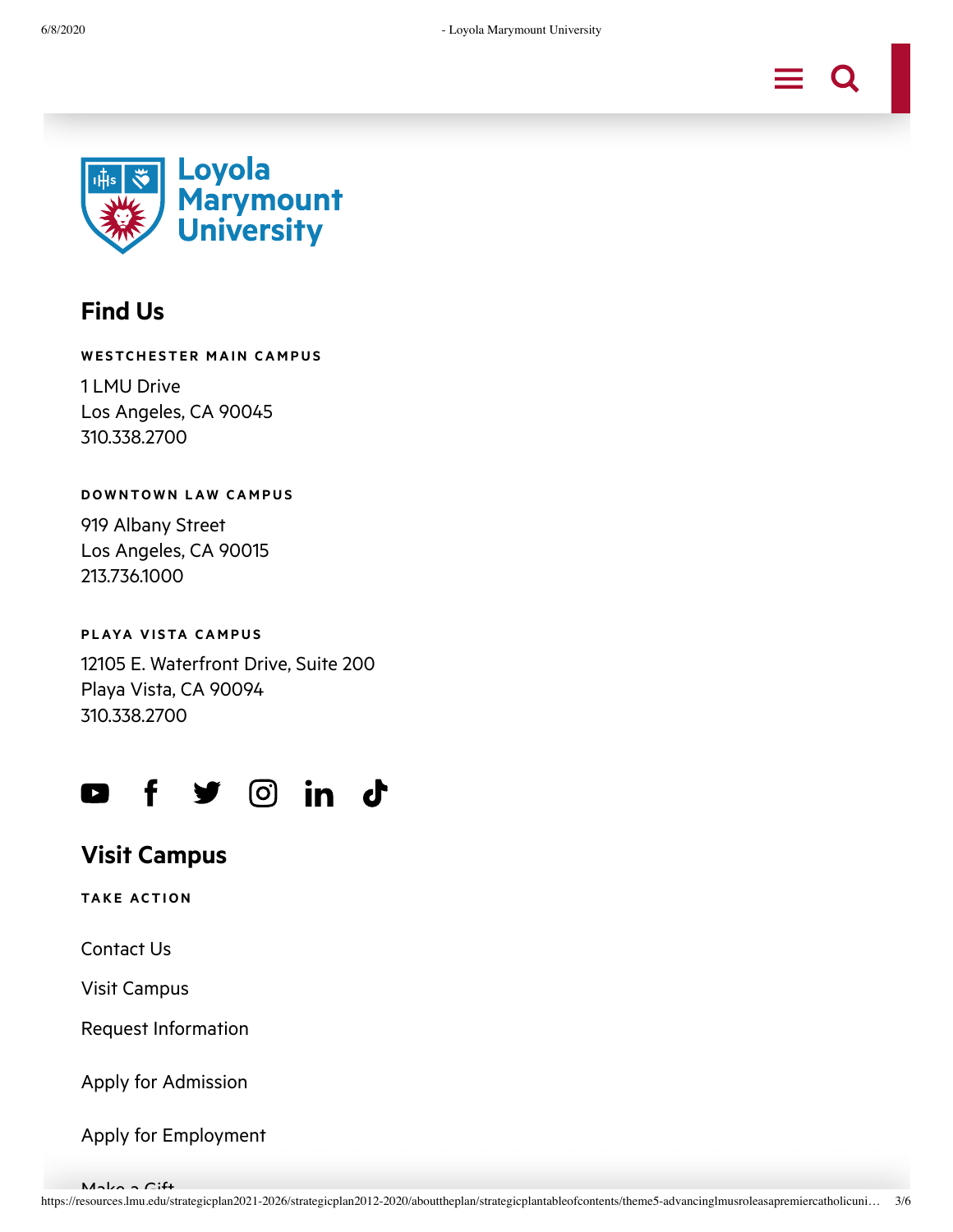Loyola Marymount University

## Find Us

**WESTCHESTER MAIN CAMPUS**

1 LMU Drive
Los Angeles, CA 90045
310.338.2700

**DOWNTOWN LAW CAMPUS**

919 Albany Street
Los Angeles, CA 90015
213.736.1000

**PLAYA VISTA CAMPUS**

12105 E. Waterfront Drive, Suite 200
Playa Vista, CA 90094
310.338.2700

## Visit Campus

**TAKE ACTION**

Contact Us

Visit Campus

Request Information

Apply for Admission

Apply for Employment

Make a Gift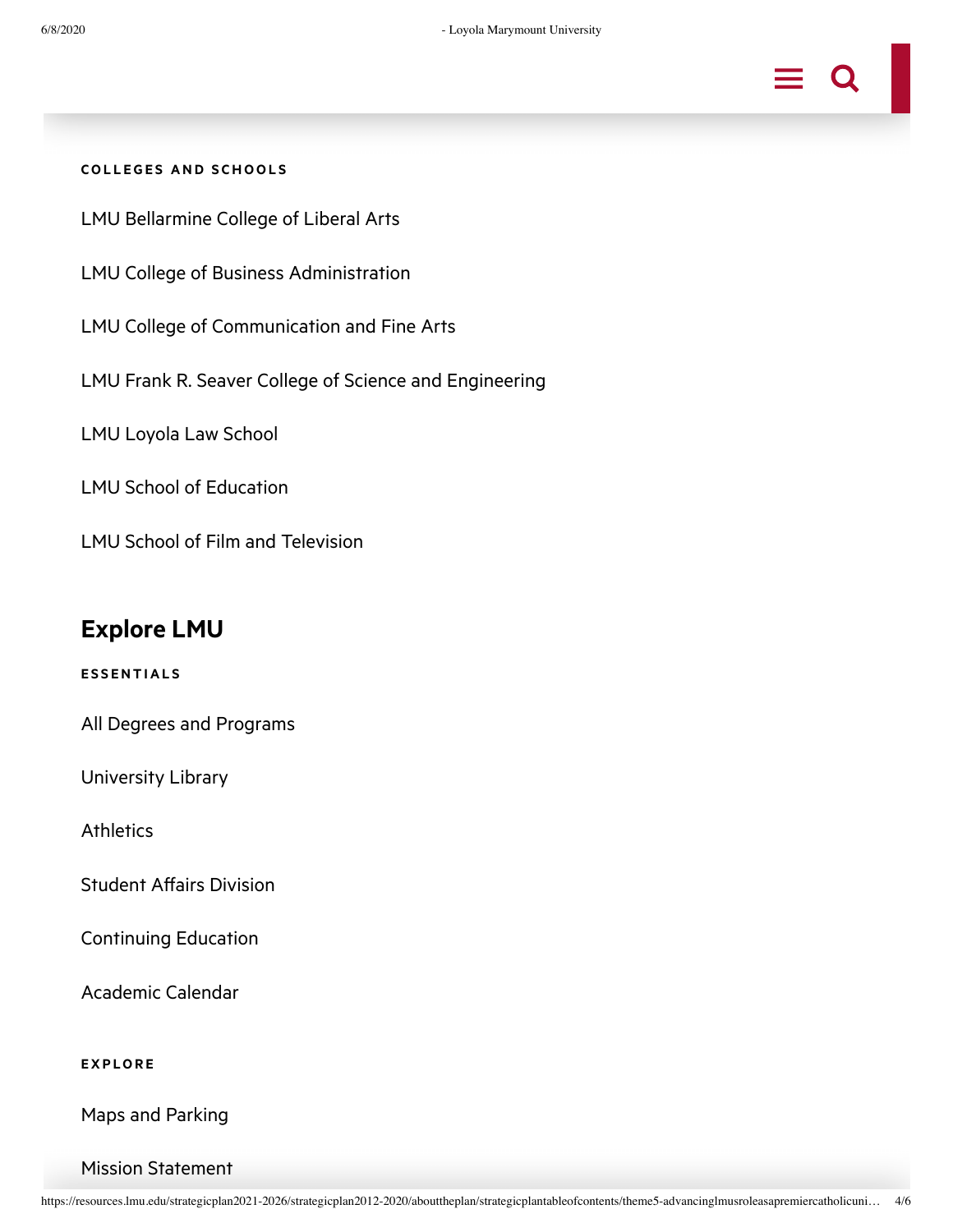**COLLEGES AND SCHOOLS**

LMU Bellarmine College of Liberal Arts

LMU College of Business Administration

LMU College of Communication and Fine Arts

LMU Frank R. Seaver College of Science and Engineering

LMU Loyola Law School

LMU School of Education

LMU School of Film and Television

## Explore LMU

**ESSENTIALS**

All Degrees and Programs

University Library

Athletics

Student Affairs Division

Continuing Education

Academic Calendar

**EXPLORE**

Maps and Parking

Mission Statement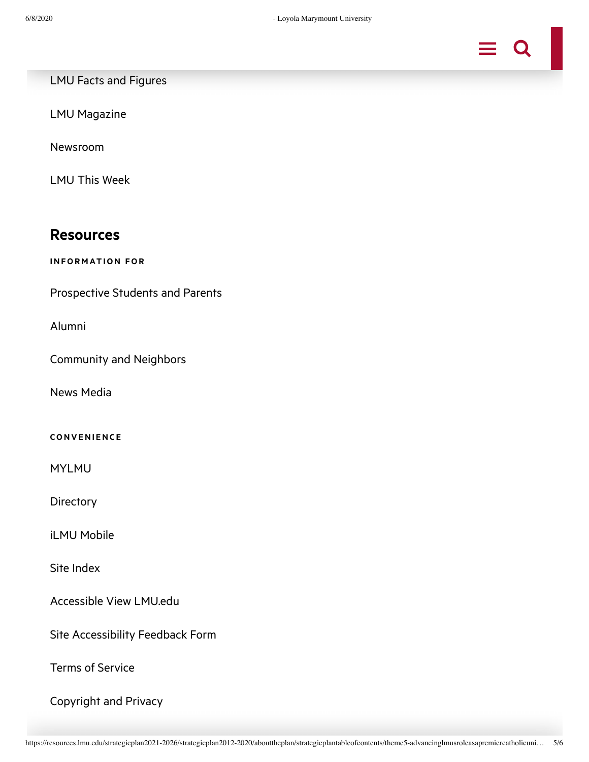LMU Facts and Figures

LMU Magazine

Newsroom

LMU This Week

## Resources

**INFORMATION FOR**

Prospective Students and Parents

Alumni

Community and Neighbors

News Media

**CONVENIENCE**

MYLMU

Directory

iLMU Mobile

Site Index

Accessible View LMU.edu

Site Accessibility Feedback Form

Terms of Service

Copyright and Privacy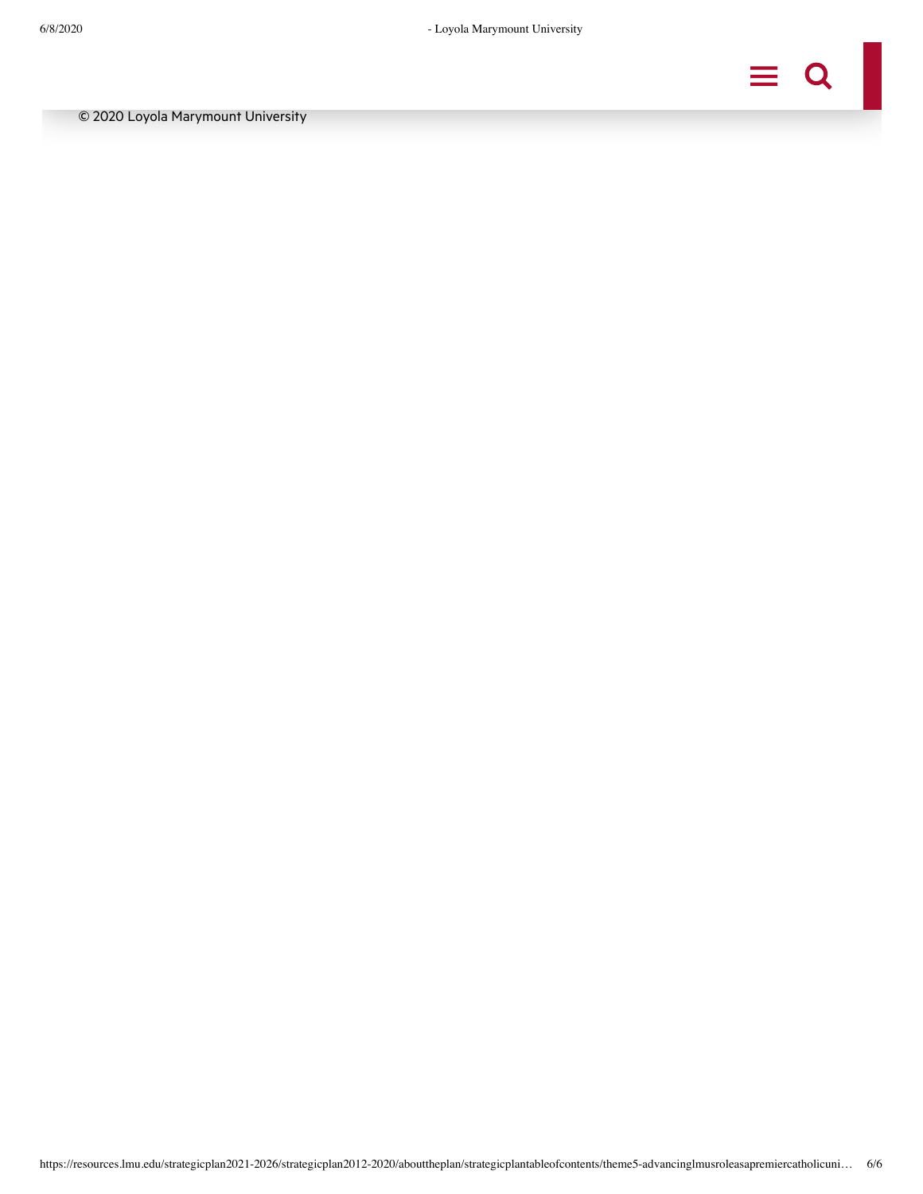© 2020 Loyola Marymount University